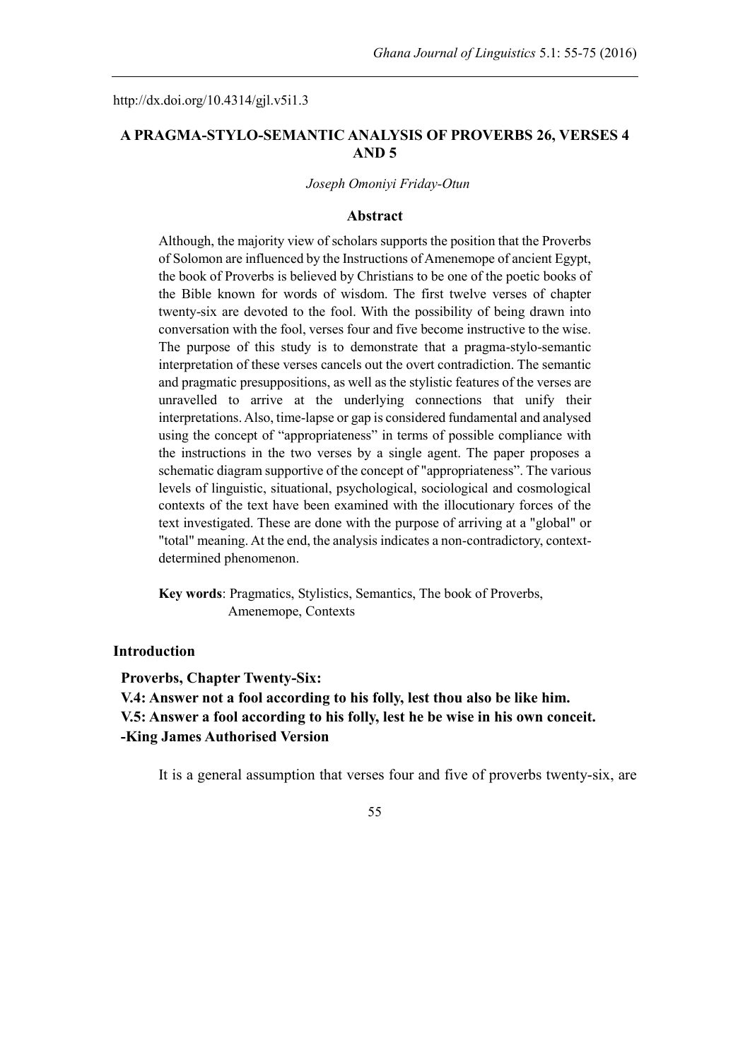http://dx.doi.org/10.4314/gjl.v5i1.3

# A PRAGMA-STYLO-SEMANTIC ANALYSIS OF PROVERBS 26, VERSES 4 AND 5

*Joseph Omoniyi Friday-Otun*

## Abstract

Although, the majority view of scholars supports the position that the Proverbs of Solomon are influenced by the Instructions of Amenemope of ancient Egypt, the book of Proverbs is believed by Christians to be one of the poetic books of the Bible known for words of wisdom. The first twelve verses of chapter twenty-six are devoted to the fool. With the possibility of being drawn into conversation with the fool, verses four and five become instructive to the wise. The purpose of this study is to demonstrate that a pragma-stylo-semantic interpretation of these verses cancels out the overt contradiction. The semantic and pragmatic presuppositions, as well as the stylistic features of the verses are unravelled to arrive at the underlying connections that unify their interpretations. Also, time-lapse or gap is considered fundamental and analysed using the concept of "appropriateness" in terms of possible compliance with the instructions in the two verses by a single agent. The paper proposes a schematic diagram supportive of the concept of "appropriateness". The various levels of linguistic, situational, psychological, sociological and cosmological contexts of the text have been examined with the illocutionary forces of the text investigated. These are done with the purpose of arriving at a "global" or "total" meaning. At the end, the analysis indicates a non-contradictory, context-determined phenomenon.

**Key words**: Pragmatics, Stylistics, Semantics, The book of Proverbs, Amenemope, Contexts

## Introduction

**Proverbs, Chapter Twenty-Six:**
**V.4: Answer not a fool according to his folly, lest thou also be like him.**
**V.5: Answer a fool according to his folly, lest he be wise in his own conceit.**
**-King James Authorised Version**

It is a general assumption that verses four and five of proverbs twenty-six, are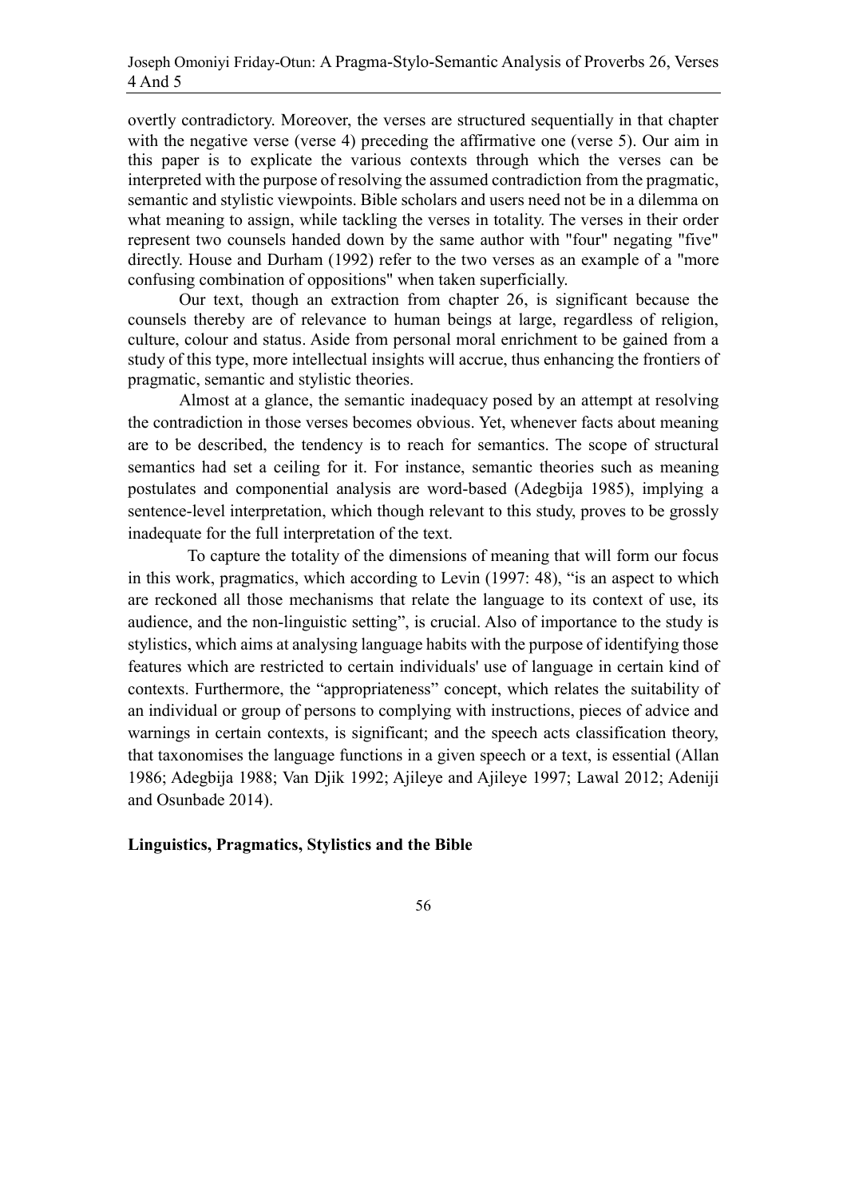overtly contradictory. Moreover, the verses are structured sequentially in that chapter with the negative verse (verse 4) preceding the affirmative one (verse 5). Our aim in this paper is to explicate the various contexts through which the verses can be interpreted with the purpose of resolving the assumed contradiction from the pragmatic, semantic and stylistic viewpoints. Bible scholars and users need not be in a dilemma on what meaning to assign, while tackling the verses in totality. The verses in their order represent two counsels handed down by the same author with "four" negating "five" directly. House and Durham (1992) refer to the two verses as an example of a "more confusing combination of oppositions" when taken superficially.

Our text, though an extraction from chapter 26, is significant because the counsels thereby are of relevance to human beings at large, regardless of religion, culture, colour and status. Aside from personal moral enrichment to be gained from a study of this type, more intellectual insights will accrue, thus enhancing the frontiers of pragmatic, semantic and stylistic theories.

Almost at a glance, the semantic inadequacy posed by an attempt at resolving the contradiction in those verses becomes obvious. Yet, whenever facts about meaning are to be described, the tendency is to reach for semantics. The scope of structural semantics had set a ceiling for it. For instance, semantic theories such as meaning postulates and componential analysis are word-based (Adegbija 1985), implying a sentence-level interpretation, which though relevant to this study, proves to be grossly inadequate for the full interpretation of the text.

To capture the totality of the dimensions of meaning that will form our focus in this work, pragmatics, which according to Levin (1997: 48), "is an aspect to which are reckoned all those mechanisms that relate the language to its context of use, its audience, and the non-linguistic setting", is crucial. Also of importance to the study is stylistics, which aims at analysing language habits with the purpose of identifying those features which are restricted to certain individuals' use of language in certain kind of contexts. Furthermore, the "appropriateness" concept, which relates the suitability of an individual or group of persons to complying with instructions, pieces of advice and warnings in certain contexts, is significant; and the speech acts classification theory, that taxonomises the language functions in a given speech or a text, is essential (Allan 1986; Adegbija 1988; Van Djik 1992; Ajileye and Ajileye 1997; Lawal 2012; Adeniji and Osunbade 2014).

**Linguistics, Pragmatics, Stylistics and the Bible**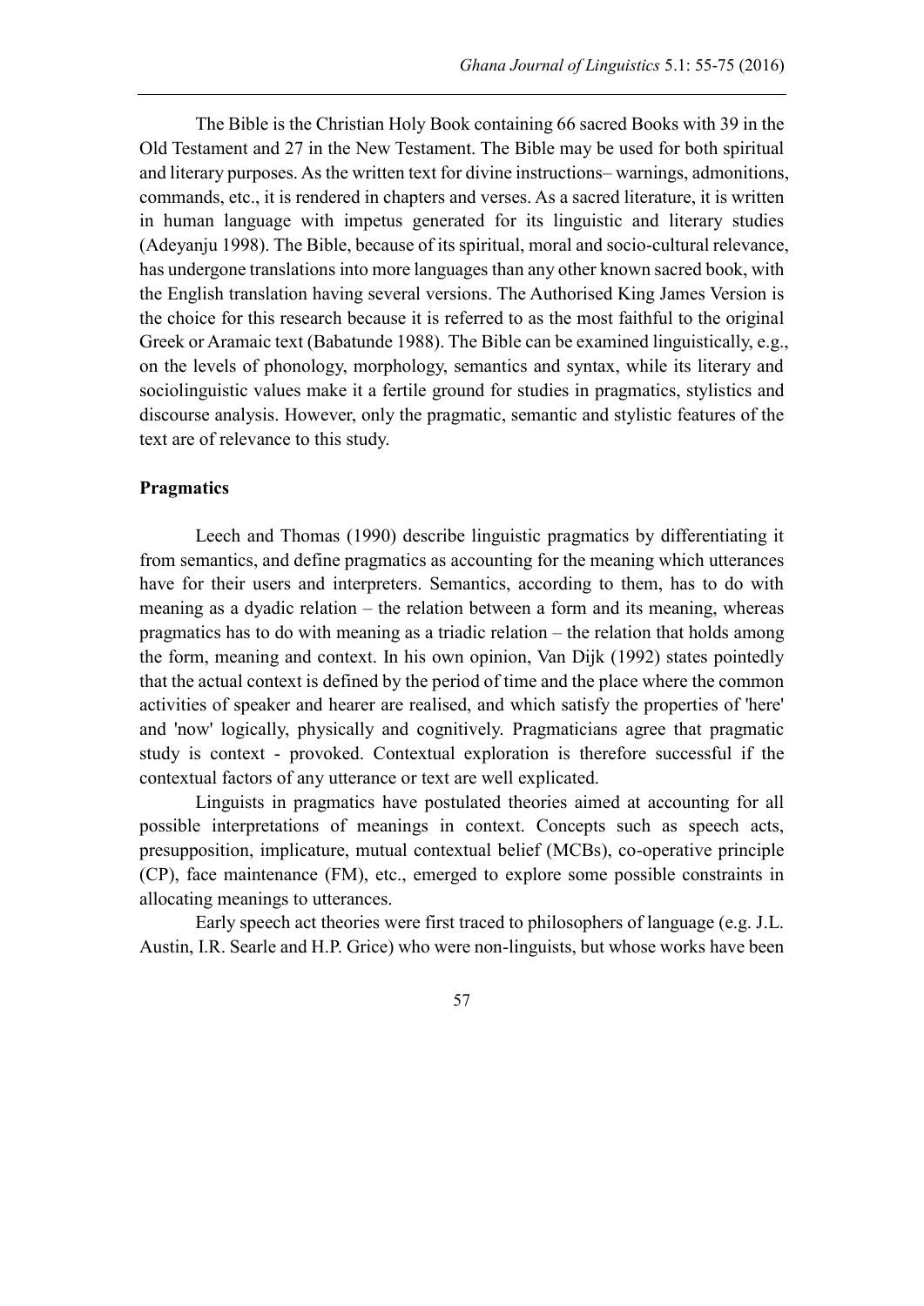The Bible is the Christian Holy Book containing 66 sacred Books with 39 in the Old Testament and 27 in the New Testament. The Bible may be used for both spiritual and literary purposes. As the written text for divine instructions– warnings, admonitions, commands, etc., it is rendered in chapters and verses. As a sacred literature, it is written in human language with impetus generated for its linguistic and literary studies (Adeyanju 1998). The Bible, because of its spiritual, moral and socio-cultural relevance, has undergone translations into more languages than any other known sacred book, with the English translation having several versions. The Authorised King James Version is the choice for this research because it is referred to as the most faithful to the original Greek or Aramaic text (Babatunde 1988). The Bible can be examined linguistically, e.g., on the levels of phonology, morphology, semantics and syntax, while its literary and sociolinguistic values make it a fertile ground for studies in pragmatics, stylistics and discourse analysis. However, only the pragmatic, semantic and stylistic features of the text are of relevance to this study.

## Pragmatics

Leech and Thomas (1990) describe linguistic pragmatics by differentiating it from semantics, and define pragmatics as accounting for the meaning which utterances have for their users and interpreters. Semantics, according to them, has to do with meaning as a dyadic relation – the relation between a form and its meaning, whereas pragmatics has to do with meaning as a triadic relation – the relation that holds among the form, meaning and context. In his own opinion, Van Dijk (1992) states pointedly that the actual context is defined by the period of time and the place where the common activities of speaker and hearer are realised, and which satisfy the properties of 'here' and 'now' logically, physically and cognitively. Pragmaticians agree that pragmatic study is context - provoked. Contextual exploration is therefore successful if the contextual factors of any utterance or text are well explicated.

Linguists in pragmatics have postulated theories aimed at accounting for all possible interpretations of meanings in context. Concepts such as speech acts, presupposition, implicature, mutual contextual belief (MCBs), co-operative principle (CP), face maintenance (FM), etc., emerged to explore some possible constraints in allocating meanings to utterances.

Early speech act theories were first traced to philosophers of language (e.g. J.L. Austin, I.R. Searle and H.P. Grice) who were non-linguists, but whose works have been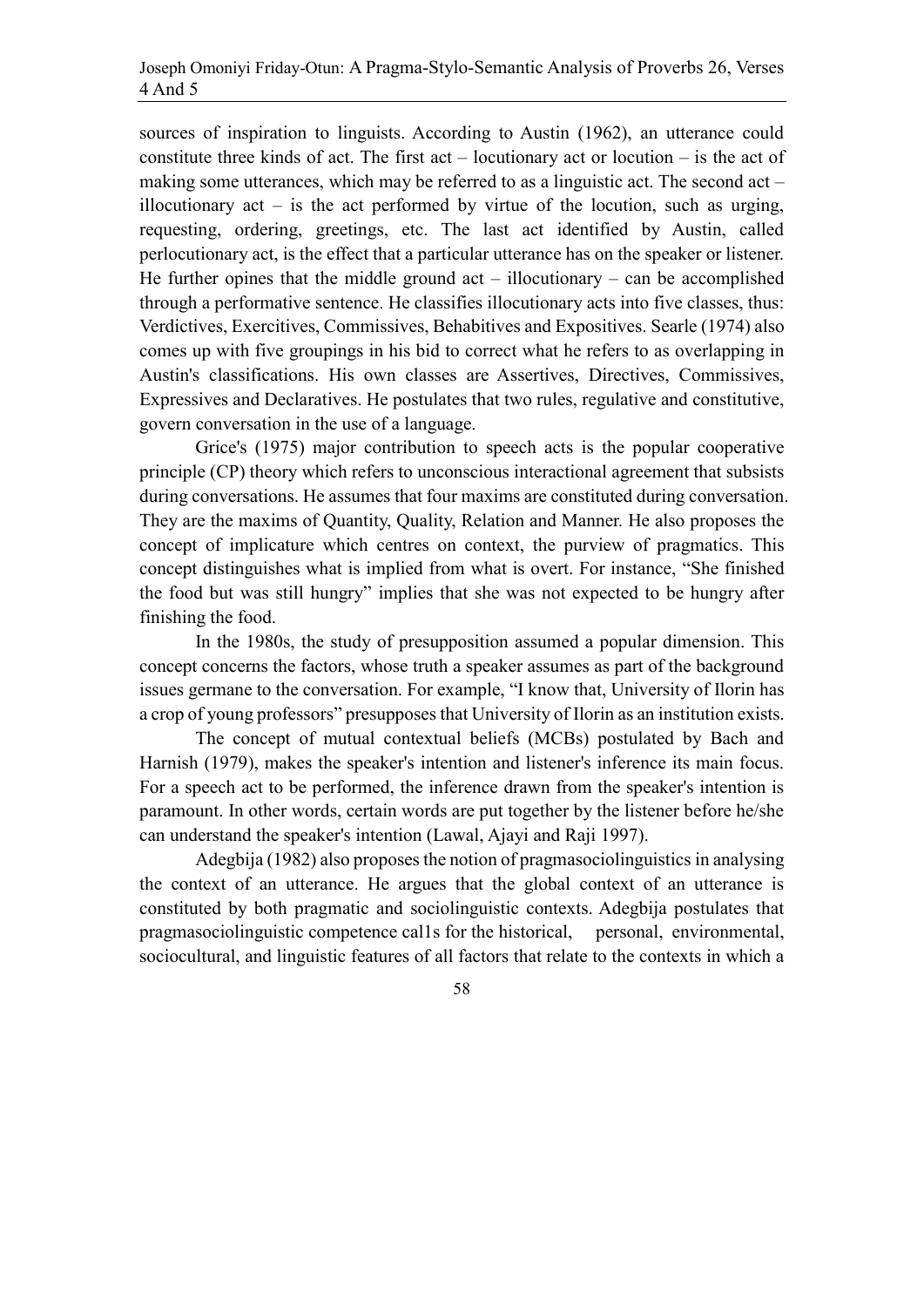sources of inspiration to linguists. According to Austin (1962), an utterance could constitute three kinds of act. The first act – locutionary act or locution – is the act of making some utterances, which may be referred to as a linguistic act. The second act – illocutionary act – is the act performed by virtue of the locution, such as urging, requesting, ordering, greetings, etc. The last act identified by Austin, called perlocutionary act, is the effect that a particular utterance has on the speaker or listener. He further opines that the middle ground act – illocutionary – can be accomplished through a performative sentence. He classifies illocutionary acts into five classes, thus: Verdictives, Exercitives, Commissives, Behabitives and Expositives. Searle (1974) also comes up with five groupings in his bid to correct what he refers to as overlapping in Austin's classifications. His own classes are Assertives, Directives, Commissives, Expressives and Declaratives. He postulates that two rules, regulative and constitutive, govern conversation in the use of a language.

Grice's (1975) major contribution to speech acts is the popular cooperative principle (CP) theory which refers to unconscious interactional agreement that subsists during conversations. He assumes that four maxims are constituted during conversation. They are the maxims of Quantity, Quality, Relation and Manner. He also proposes the concept of implicature which centres on context, the purview of pragmatics. This concept distinguishes what is implied from what is overt. For instance, "She finished the food but was still hungry" implies that she was not expected to be hungry after finishing the food.

In the 1980s, the study of presupposition assumed a popular dimension. This concept concerns the factors, whose truth a speaker assumes as part of the background issues germane to the conversation. For example, "I know that, University of Ilorin has a crop of young professors" presupposes that University of Ilorin as an institution exists.

The concept of mutual contextual beliefs (MCBs) postulated by Bach and Harnish (1979), makes the speaker's intention and listener's inference its main focus. For a speech act to be performed, the inference drawn from the speaker's intention is paramount. In other words, certain words are put together by the listener before he/she can understand the speaker's intention (Lawal, Ajayi and Raji 1997).

Adegbija (1982) also proposes the notion of pragmasociolinguistics in analysing the context of an utterance. He argues that the global context of an utterance is constituted by both pragmatic and sociolinguistic contexts. Adegbija postulates that pragmasociolinguistic competence cal1s for the historical, personal, environmental, sociocultural, and linguistic features of all factors that relate to the contexts in which a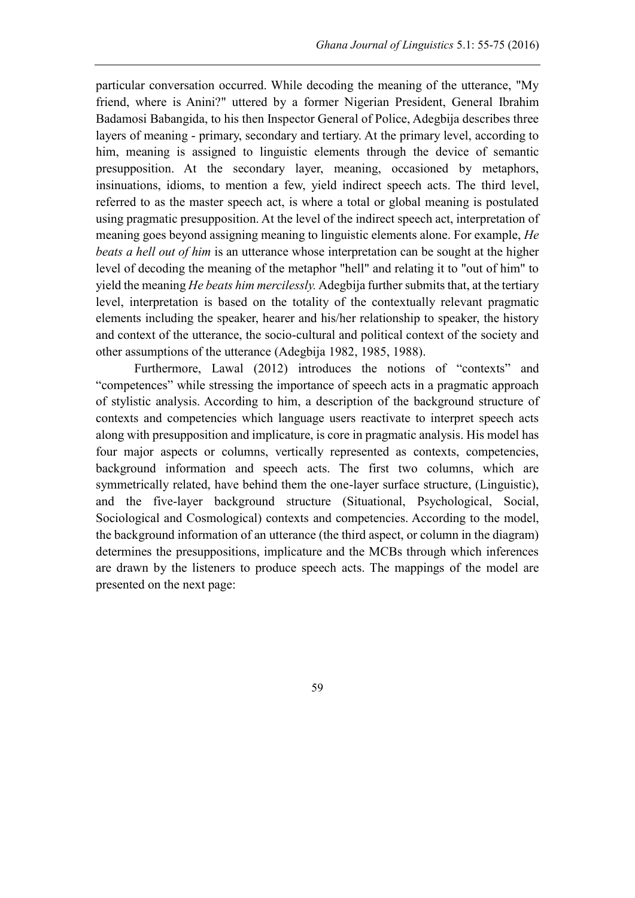particular conversation occurred. While decoding the meaning of the utterance, "My friend, where is Anini?" uttered by a former Nigerian President, General Ibrahim Badamosi Babangida, to his then Inspector General of Police, Adegbija describes three layers of meaning - primary, secondary and tertiary. At the primary level, according to him, meaning is assigned to linguistic elements through the device of semantic presupposition. At the secondary layer, meaning, occasioned by metaphors, insinuations, idioms, to mention a few, yield indirect speech acts. The third level, referred to as the master speech act, is where a total or global meaning is postulated using pragmatic presupposition. At the level of the indirect speech act, interpretation of meaning goes beyond assigning meaning to linguistic elements alone. For example, *He beats a hell out of him* is an utterance whose interpretation can be sought at the higher level of decoding the meaning of the metaphor "hell" and relating it to "out of him" to yield the meaning *He beats him mercilessly.* Adegbija further submits that, at the tertiary level, interpretation is based on the totality of the contextually relevant pragmatic elements including the speaker, hearer and his/her relationship to speaker, the history and context of the utterance, the socio-cultural and political context of the society and other assumptions of the utterance (Adegbija 1982, 1985, 1988).

Furthermore, Lawal (2012) introduces the notions of "contexts" and "competences" while stressing the importance of speech acts in a pragmatic approach of stylistic analysis. According to him, a description of the background structure of contexts and competencies which language users reactivate to interpret speech acts along with presupposition and implicature, is core in pragmatic analysis. His model has four major aspects or columns, vertically represented as contexts, competencies, background information and speech acts. The first two columns, which are symmetrically related, have behind them the one-layer surface structure, (Linguistic), and the five-layer background structure (Situational, Psychological, Social, Sociological and Cosmological) contexts and competencies. According to the model, the background information of an utterance (the third aspect, or column in the diagram) determines the presuppositions, implicature and the MCBs through which inferences are drawn by the listeners to produce speech acts. The mappings of the model are presented on the next page: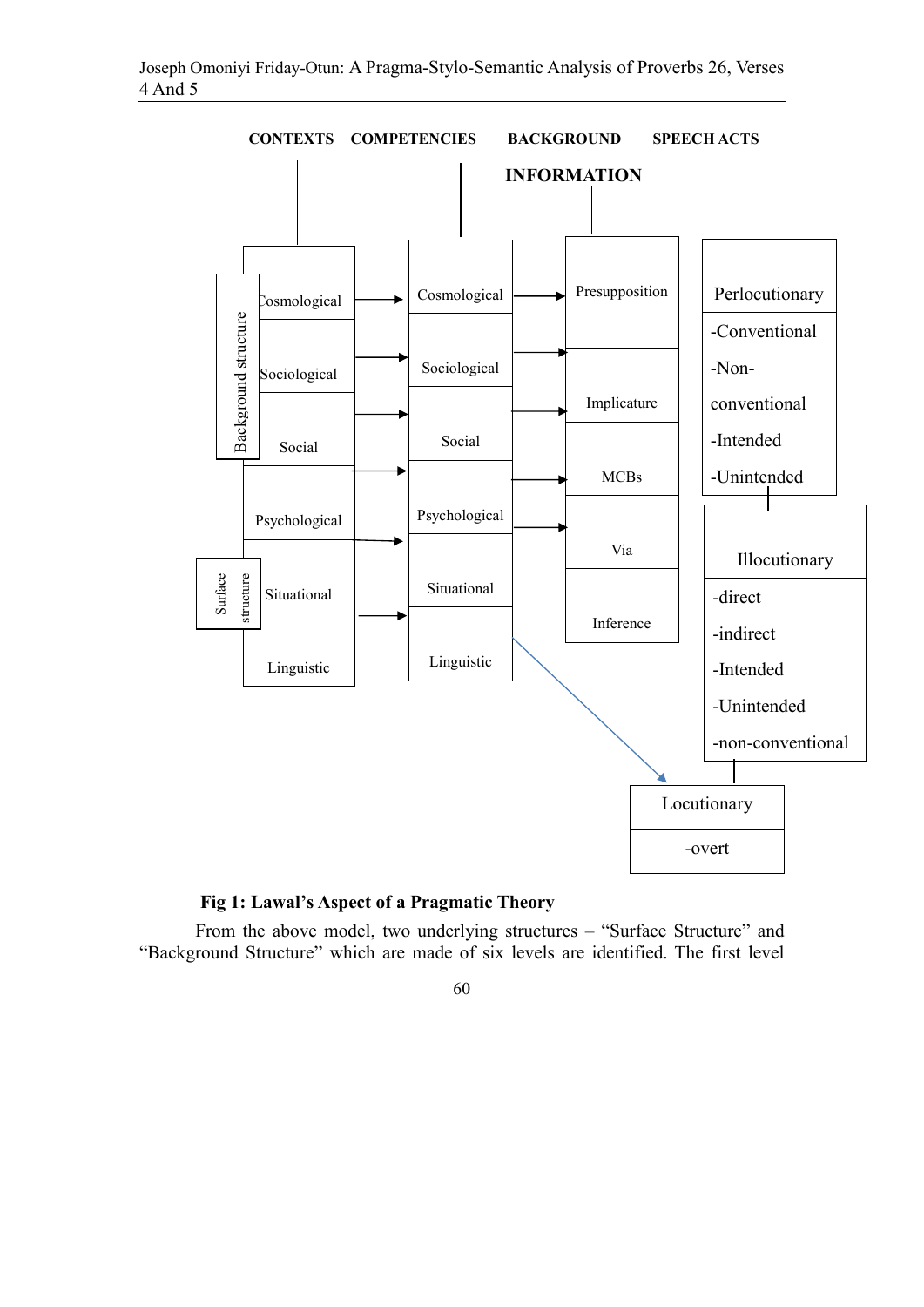| CONTEXTS | COMPETENCIES | BACKGROUND INFORMATION | SPEECH ACTS |
|---|---|---|---|
| Cosmological | Cosmological | Presupposition | Perlocutionary: -Conventional, -Non-conventional, -Intended, -Unintended |
| Sociological | Sociological | Implicature | Illocutionary: -direct, -indirect, -Intended, -Unintended, -non-conventional |
| Social | Social | MCBs | Locutionary: -overt |
| Psychological | Psychological | Via | |
| Situational | Situational | Inference | |
| Linguistic | Linguistic | | |

Background structure: Cosmological, Sociological, Social

Surface structure: Situational

**Fig 1: Lawal's Aspect of a Pragmatic Theory**

From the above model, two underlying structures – "Surface Structure" and "Background Structure" which are made of six levels are identified. The first level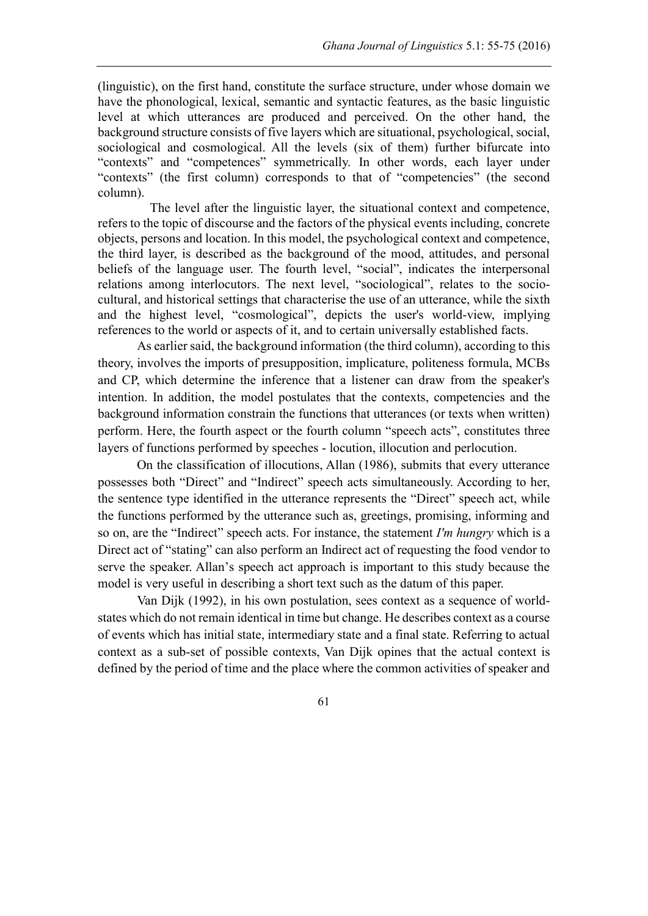(linguistic), on the first hand, constitute the surface structure, under whose domain we have the phonological, lexical, semantic and syntactic features, as the basic linguistic level at which utterances are produced and perceived. On the other hand, the background structure consists of five layers which are situational, psychological, social, sociological and cosmological. All the levels (six of them) further bifurcate into "contexts" and "competences" symmetrically. In other words, each layer under "contexts" (the first column) corresponds to that of "competencies" (the second column).

The level after the linguistic layer, the situational context and competence, refers to the topic of discourse and the factors of the physical events including, concrete objects, persons and location. In this model, the psychological context and competence, the third layer, is described as the background of the mood, attitudes, and personal beliefs of the language user. The fourth level, "social", indicates the interpersonal relations among interlocutors. The next level, "sociological", relates to the socio-cultural, and historical settings that characterise the use of an utterance, while the sixth and the highest level, "cosmological", depicts the user's world-view, implying references to the world or aspects of it, and to certain universally established facts.

As earlier said, the background information (the third column), according to this theory, involves the imports of presupposition, implicature, politeness formula, MCBs and CP, which determine the inference that a listener can draw from the speaker's intention. In addition, the model postulates that the contexts, competencies and the background information constrain the functions that utterances (or texts when written) perform. Here, the fourth aspect or the fourth column "speech acts", constitutes three layers of functions performed by speeches - locution, illocution and perlocution.

On the classification of illocutions, Allan (1986), submits that every utterance possesses both "Direct" and "Indirect" speech acts simultaneously. According to her, the sentence type identified in the utterance represents the "Direct" speech act, while the functions performed by the utterance such as, greetings, promising, informing and so on, are the "Indirect" speech acts. For instance, the statement *I'm hungry* which is a Direct act of "stating" can also perform an Indirect act of requesting the food vendor to serve the speaker. Allan's speech act approach is important to this study because the model is very useful in describing a short text such as the datum of this paper.

Van Dijk (1992), in his own postulation, sees context as a sequence of world-states which do not remain identical in time but change. He describes context as a course of events which has initial state, intermediary state and a final state. Referring to actual context as a sub-set of possible contexts, Van Dijk opines that the actual context is defined by the period of time and the place where the common activities of speaker and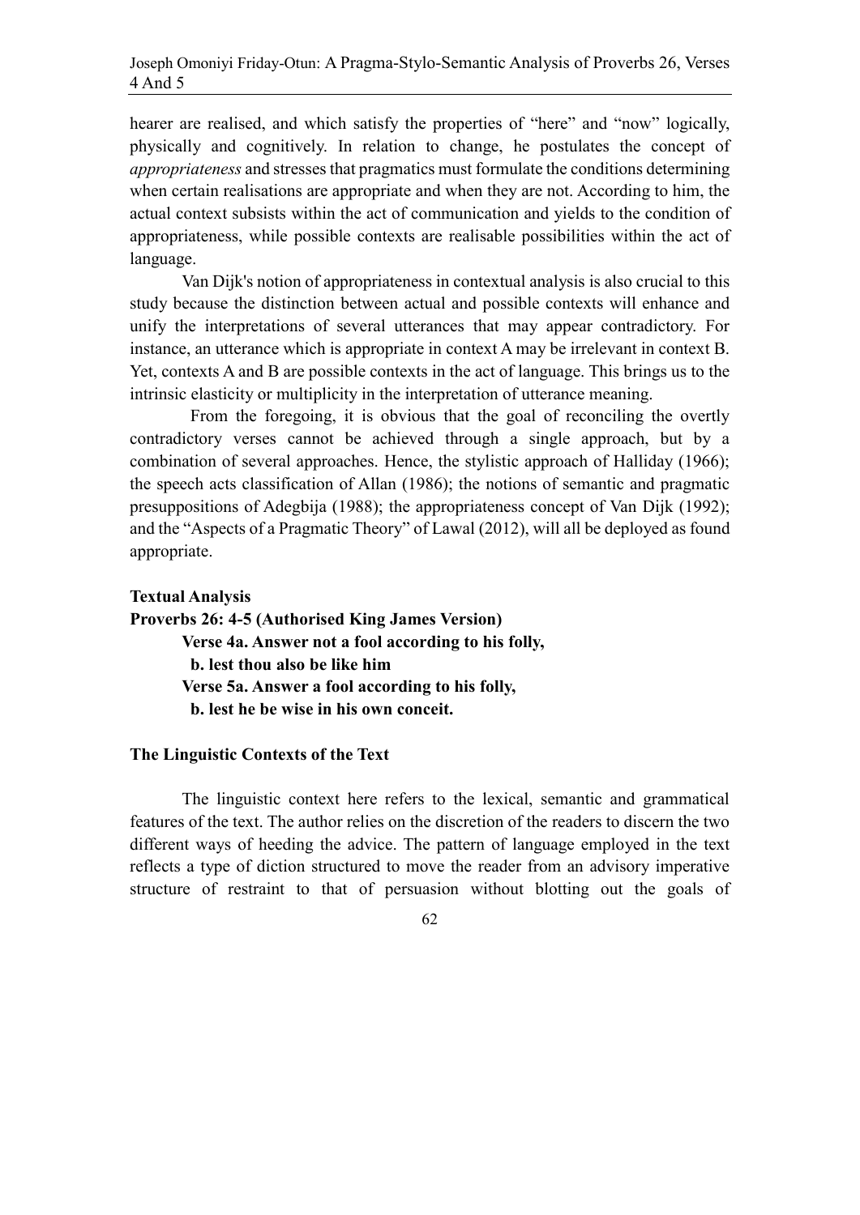hearer are realised, and which satisfy the properties of "here" and "now" logically, physically and cognitively. In relation to change, he postulates the concept of *appropriateness* and stresses that pragmatics must formulate the conditions determining when certain realisations are appropriate and when they are not. According to him, the actual context subsists within the act of communication and yields to the condition of appropriateness, while possible contexts are realisable possibilities within the act of language.

Van Dijk's notion of appropriateness in contextual analysis is also crucial to this study because the distinction between actual and possible contexts will enhance and unify the interpretations of several utterances that may appear contradictory. For instance, an utterance which is appropriate in context A may be irrelevant in context B. Yet, contexts A and B are possible contexts in the act of language. This brings us to the intrinsic elasticity or multiplicity in the interpretation of utterance meaning.

From the foregoing, it is obvious that the goal of reconciling the overtly contradictory verses cannot be achieved through a single approach, but by a combination of several approaches. Hence, the stylistic approach of Halliday (1966); the speech acts classification of Allan (1986); the notions of semantic and pragmatic presuppositions of Adegbija (1988); the appropriateness concept of Van Dijk (1992); and the "Aspects of a Pragmatic Theory" of Lawal (2012), will all be deployed as found appropriate.

## Textual Analysis

**Proverbs 26: 4-5 (Authorised King James Version)**

**Verse 4a. Answer not a fool according to his folly,**
**b. lest thou also be like him**
**Verse 5a. Answer a fool according to his folly,**
**b. lest he be wise in his own conceit.**

### The Linguistic Contexts of the Text

The linguistic context here refers to the lexical, semantic and grammatical features of the text. The author relies on the discretion of the readers to discern the two different ways of heeding the advice. The pattern of language employed in the text reflects a type of diction structured to move the reader from an advisory imperative structure of restraint to that of persuasion without blotting out the goals of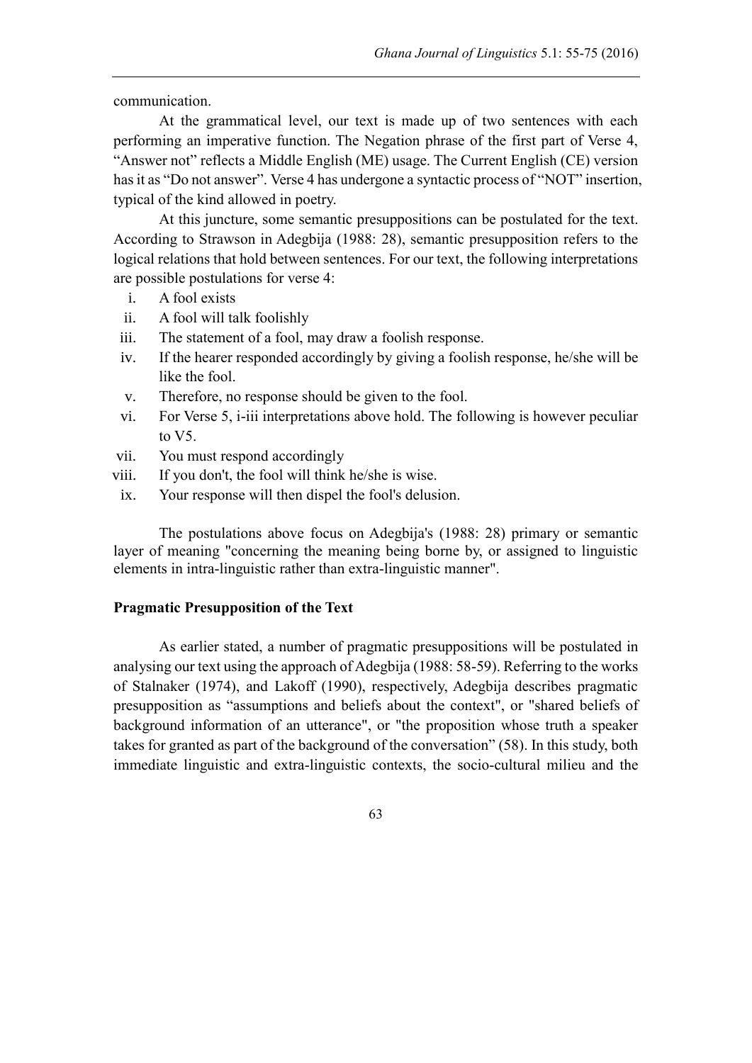communication.

At the grammatical level, our text is made up of two sentences with each performing an imperative function. The Negation phrase of the first part of Verse 4, "Answer not" reflects a Middle English (ME) usage. The Current English (CE) version has it as "Do not answer". Verse 4 has undergone a syntactic process of "NOT" insertion, typical of the kind allowed in poetry.

At this juncture, some semantic presuppositions can be postulated for the text. According to Strawson in Adegbija (1988: 28), semantic presupposition refers to the logical relations that hold between sentences. For our text, the following interpretations are possible postulations for verse 4:

i. A fool exists
ii. A fool will talk foolishly
iii. The statement of a fool, may draw a foolish response.
iv. If the hearer responded accordingly by giving a foolish response, he/she will be like the fool.
v. Therefore, no response should be given to the fool.
vi. For Verse 5, i-iii interpretations above hold. The following is however peculiar to V5.
vii. You must respond accordingly
viii. If you don't, the fool will think he/she is wise.
ix. Your response will then dispel the fool's delusion.

The postulations above focus on Adegbija's (1988: 28) primary or semantic layer of meaning "concerning the meaning being borne by, or assigned to linguistic elements in intra-linguistic rather than extra-linguistic manner".

**Pragmatic Presupposition of the Text**

As earlier stated, a number of pragmatic presuppositions will be postulated in analysing our text using the approach of Adegbija (1988: 58-59). Referring to the works of Stalnaker (1974), and Lakoff (1990), respectively, Adegbija describes pragmatic presupposition as "assumptions and beliefs about the context", or "shared beliefs of background information of an utterance", or "the proposition whose truth a speaker takes for granted as part of the background of the conversation" (58). In this study, both immediate linguistic and extra-linguistic contexts, the socio-cultural milieu and the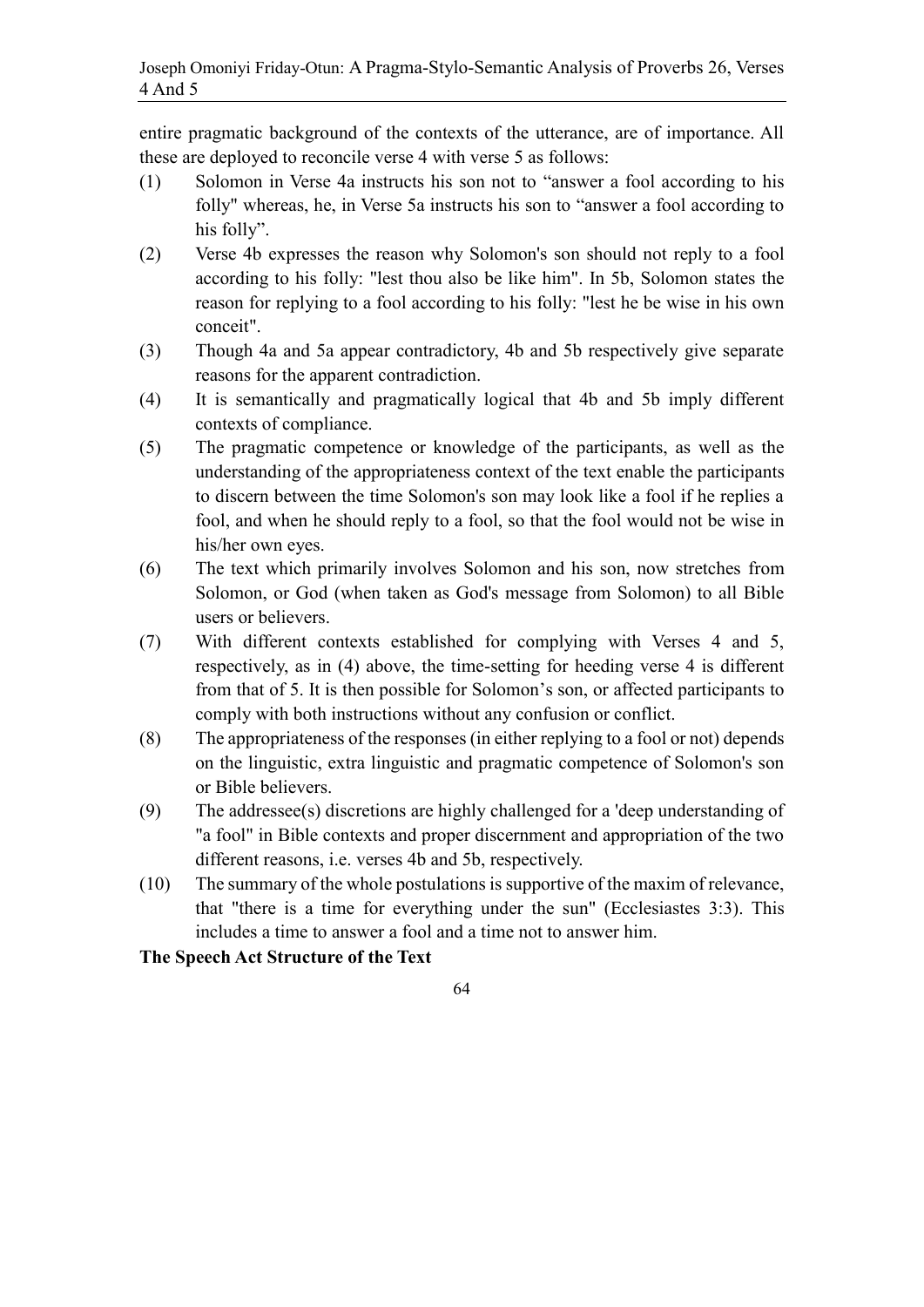entire pragmatic background of the contexts of the utterance, are of importance. All these are deployed to reconcile verse 4 with verse 5 as follows:

(1) Solomon in Verse 4a instructs his son not to "answer a fool according to his folly" whereas, he, in Verse 5a instructs his son to "answer a fool according to his folly".

(2) Verse 4b expresses the reason why Solomon's son should not reply to a fool according to his folly: "lest thou also be like him". In 5b, Solomon states the reason for replying to a fool according to his folly: "lest he be wise in his own conceit".

(3) Though 4a and 5a appear contradictory, 4b and 5b respectively give separate reasons for the apparent contradiction.

(4) It is semantically and pragmatically logical that 4b and 5b imply different contexts of compliance.

(5) The pragmatic competence or knowledge of the participants, as well as the understanding of the appropriateness context of the text enable the participants to discern between the time Solomon's son may look like a fool if he replies a fool, and when he should reply to a fool, so that the fool would not be wise in his/her own eyes.

(6) The text which primarily involves Solomon and his son, now stretches from Solomon, or God (when taken as God's message from Solomon) to all Bible users or believers.

(7) With different contexts established for complying with Verses 4 and 5, respectively, as in (4) above, the time-setting for heeding verse 4 is different from that of 5. It is then possible for Solomon's son, or affected participants to comply with both instructions without any confusion or conflict.

(8) The appropriateness of the responses (in either replying to a fool or not) depends on the linguistic, extra linguistic and pragmatic competence of Solomon's son or Bible believers.

(9) The addressee(s) discretions are highly challenged for a 'deep understanding of "a fool" in Bible contexts and proper discernment and appropriation of the two different reasons, i.e. verses 4b and 5b, respectively.

(10) The summary of the whole postulations is supportive of the maxim of relevance, that "there is a time for everything under the sun" (Ecclesiastes 3:3). This includes a time to answer a fool and a time not to answer him.

**The Speech Act Structure of the Text**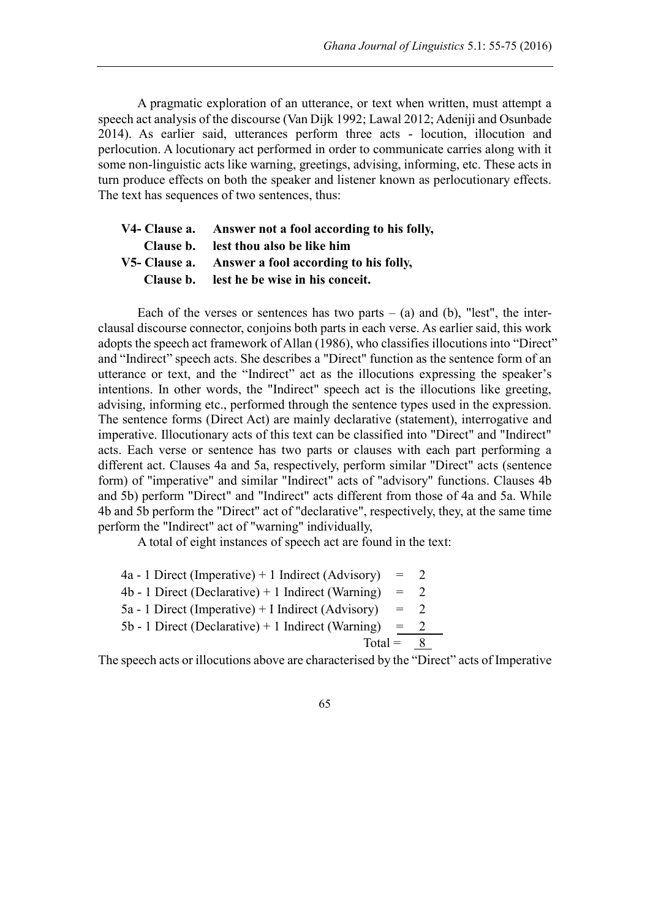A pragmatic exploration of an utterance, or text when written, must attempt a speech act analysis of the discourse (Van Dijk 1992; Lawal 2012; Adeniji and Osunbade 2014). As earlier said, utterances perform three acts - location, illocution and perlocution. A locutionary act performed in order to communicate carries along with it some non-linguistic acts like warning, greetings, advising, informing, etc. These acts in turn produce effects on both the speaker and listener known as perlocutionary effects. The text has sequences of two sentences, thus:

**V4- Clause a. Answer not a fool according to his folly,**
**Clause b. lest thou also be like him**
**V5- Clause a. Answer a fool according to his folly,**
**Clause b. lest he be wise in his conceit.**

Each of the verses or sentences has two parts – (a) and (b), "lest", the inter-clausal discourse connector, conjoins both parts in each verse. As earlier said, this work adopts the speech act framework of Allan (1986), who classifies illocutions into "Direct" and "Indirect" speech acts. She describes a "Direct" function as the sentence form of an utterance or text, and the "Indirect" act as the illocutions expressing the speaker's intentions. In other words, the "Indirect" speech act is the illocutions like greeting, advising, informing etc., performed through the sentence types used in the expression. The sentence forms (Direct Act) are mainly declarative (statement), interrogative and imperative. Illocutionary acts of this text can be classified into "Direct" and "Indirect" acts. Each verse or sentence has two parts or clauses with each part performing a different act. Clauses 4a and 5a, respectively, perform similar "Direct" acts (sentence form) of "imperative" and similar "Indirect" acts of "advisory" functions. Clauses 4b and 5b) perform "Direct" and "Indirect" acts different from those of 4a and 5a. While 4b and 5b perform the "Direct" act of "declarative", respectively, they, at the same time perform the "Indirect" act of "warning" individually,

A total of eight instances of speech act are found in the text:

| | | |
|---|---|---|
| 4a - 1 Direct (Imperative) + 1 Indirect (Advisory) | = | 2 |
| 4b - 1 Direct (Declarative) + 1 Indirect (Warning) | = | 2 |
| 5a - 1 Direct (Imperative) + I Indirect (Advisory) | = | 2 |
| 5b - 1 Direct (Declarative) + 1 Indirect (Warning) | = | 2 |
| Total | = | 8 |

The speech acts or illocutions above are characterised by the "Direct" acts of Imperative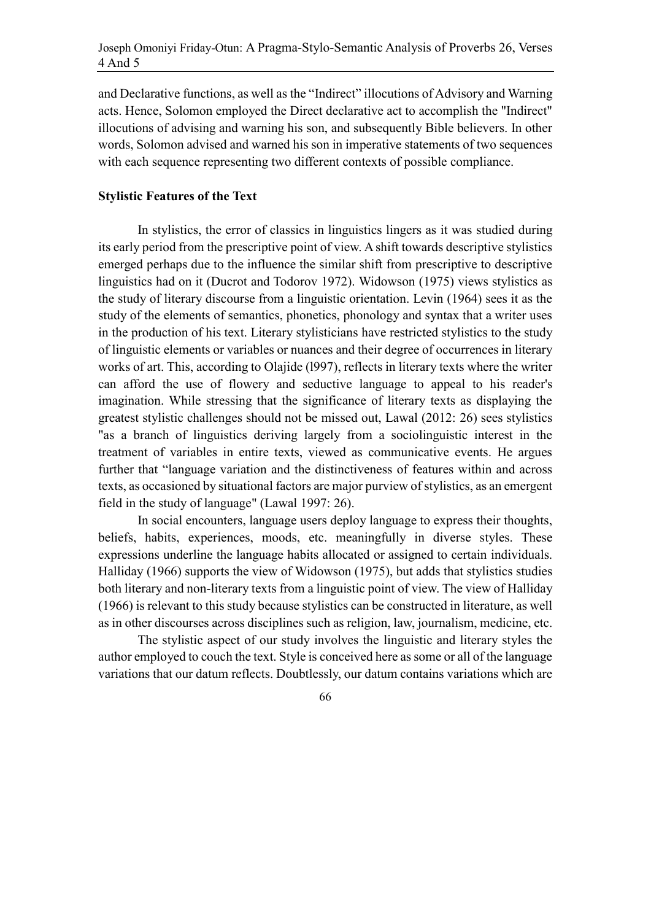and Declarative functions, as well as the "Indirect" illocutions of Advisory and Warning acts. Hence, Solomon employed the Direct declarative act to accomplish the "Indirect" illocutions of advising and warning his son, and subsequently Bible believers. In other words, Solomon advised and warned his son in imperative statements of two sequences with each sequence representing two different contexts of possible compliance.

**Stylistic Features of the Text**

In stylistics, the error of classics in linguistics lingers as it was studied during its early period from the prescriptive point of view. A shift towards descriptive stylistics emerged perhaps due to the influence the similar shift from prescriptive to descriptive linguistics had on it (Ducrot and Todorov 1972). Widowson (1975) views stylistics as the study of literary discourse from a linguistic orientation. Levin (1964) sees it as the study of the elements of semantics, phonetics, phonology and syntax that a writer uses in the production of his text. Literary stylisticians have restricted stylistics to the study of linguistic elements or variables or nuances and their degree of occurrences in literary works of art. This, according to Olajide (l997), reflects in literary texts where the writer can afford the use of flowery and seductive language to appeal to his reader's imagination. While stressing that the significance of literary texts as displaying the greatest stylistic challenges should not be missed out, Lawal (2012: 26) sees stylistics "as a branch of linguistics deriving largely from a sociolinguistic interest in the treatment of variables in entire texts, viewed as communicative events. He argues further that "language variation and the distinctiveness of features within and across texts, as occasioned by situational factors are major purview of stylistics, as an emergent field in the study of language" (Lawal 1997: 26).

In social encounters, language users deploy language to express their thoughts, beliefs, habits, experiences, moods, etc. meaningfully in diverse styles. These expressions underline the language habits allocated or assigned to certain individuals. Halliday (1966) supports the view of Widowson (1975), but adds that stylistics studies both literary and non-literary texts from a linguistic point of view. The view of Halliday (1966) is relevant to this study because stylistics can be constructed in literature, as well as in other discourses across disciplines such as religion, law, journalism, medicine, etc.

The stylistic aspect of our study involves the linguistic and literary styles the author employed to couch the text. Style is conceived here as some or all of the language variations that our datum reflects. Doubtlessly, our datum contains variations which are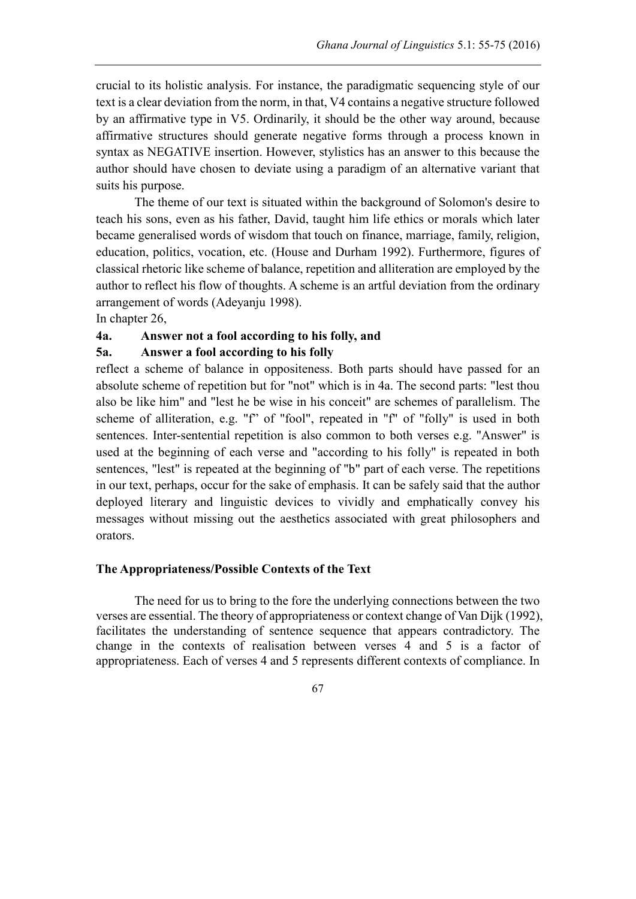crucial to its holistic analysis. For instance, the paradigmatic sequencing style of our text is a clear deviation from the norm, in that, V4 contains a negative structure followed by an affirmative type in V5. Ordinarily, it should be the other way around, because affirmative structures should generate negative forms through a process known in syntax as NEGATIVE insertion. However, stylistics has an answer to this because the author should have chosen to deviate using a paradigm of an alternative variant that suits his purpose.

The theme of our text is situated within the background of Solomon's desire to teach his sons, even as his father, David, taught him life ethics or morals which later became generalised words of wisdom that touch on finance, marriage, family, religion, education, politics, vocation, etc. (House and Durham 1992). Furthermore, figures of classical rhetoric like scheme of balance, repetition and alliteration are employed by the author to reflect his flow of thoughts. A scheme is an artful deviation from the ordinary arrangement of words (Adeyanju 1998).

In chapter 26,

**4a. Answer not a fool according to his folly, and**

**5a. Answer a fool according to his folly**

reflect a scheme of balance in oppositeness. Both parts should have passed for an absolute scheme of repetition but for "not" which is in 4a. The second parts: "lest thou also be like him" and "lest he be wise in his conceit" are schemes of parallelism. The scheme of alliteration, e.g. "f' of "fool", repeated in "f" of "folly" is used in both sentences. Inter-sentential repetition is also common to both verses e.g. "Answer" is used at the beginning of each verse and "according to his folly" is repeated in both sentences, "lest" is repeated at the beginning of "b" part of each verse. The repetitions in our text, perhaps, occur for the sake of emphasis. It can be safely said that the author deployed literary and linguistic devices to vividly and emphatically convey his messages without missing out the aesthetics associated with great philosophers and orators.

**The Appropriateness/Possible Contexts of the Text**

The need for us to bring to the fore the underlying connections between the two verses are essential. The theory of appropriateness or context change of Van Dijk (1992), facilitates the understanding of sentence sequence that appears contradictory. The change in the contexts of realisation between verses 4 and 5 is a factor of appropriateness. Each of verses 4 and 5 represents different contexts of compliance. In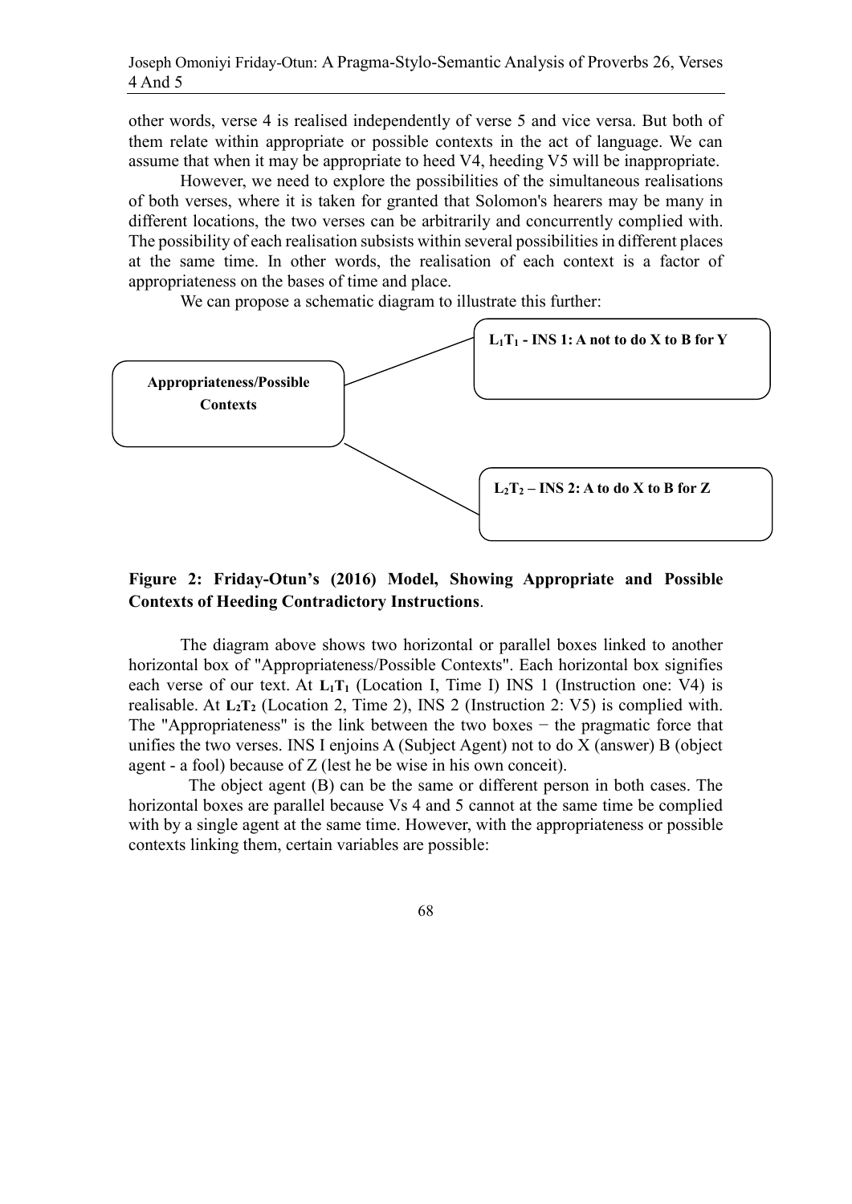other words, verse 4 is realised independently of verse 5 and vice versa. But both of them relate within appropriate or possible contexts in the act of language. We can assume that when it may be appropriate to heed V4, heeding V5 will be inappropriate.

However, we need to explore the possibilities of the simultaneous realisations of both verses, where it is taken for granted that Solomon's hearers may be many in different locations, the two verses can be arbitrarily and concurrently complied with. The possibility of each realisation subsists within several possibilities in different places at the same time. In other words, the realisation of each context is a factor of appropriateness on the bases of time and place.

We can propose a schematic diagram to illustrate this further:

**Appropriateness/Possible Contexts**

**$L_1T_1$ - INS 1: A not to do X to B for Y**

**$L_2T_2$ – INS 2: A to do X to B for Z**

**Figure 2: Friday-Otun's (2016) Model, Showing Appropriate and Possible Contexts of Heeding Contradictory Instructions**.

The diagram above shows two horizontal or parallel boxes linked to another horizontal box of "Appropriateness/Possible Contexts". Each horizontal box signifies each verse of our text. At **$L_1T_1$** (Location I, Time I) INS 1 (Instruction one: V4) is realisable. At **$L_2T_2$** (Location 2, Time 2), INS 2 (Instruction 2: V5) is complied with. The "Appropriateness" is the link between the two boxes − the pragmatic force that unifies the two verses. INS I enjoins A (Subject Agent) not to do X (answer) B (object agent - a fool) because of Z (lest he be wise in his own conceit).

The object agent (B) can be the same or different person in both cases. The horizontal boxes are parallel because Vs 4 and 5 cannot at the same time be complied with by a single agent at the same time. However, with the appropriateness or possible contexts linking them, certain variables are possible: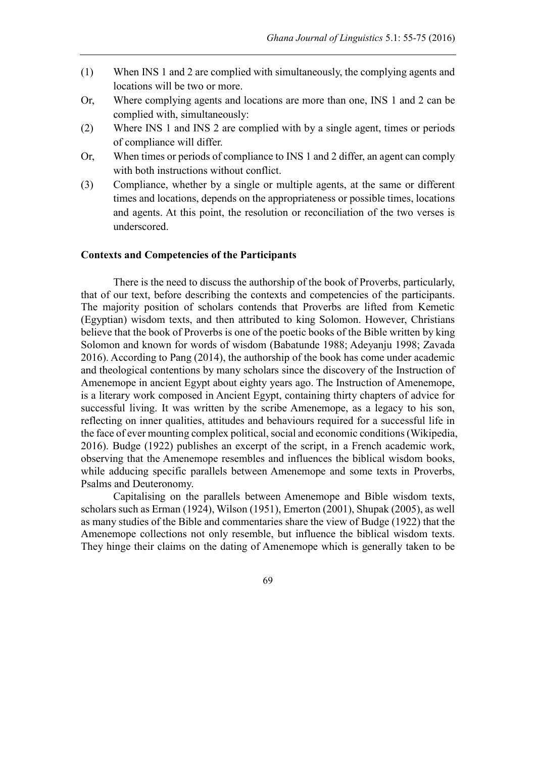(1) When INS 1 and 2 are complied with simultaneously, the complying agents and locations will be two or more.

Or, Where complying agents and locations are more than one, INS 1 and 2 can be complied with, simultaneously:

(2) Where INS 1 and INS 2 are complied with by a single agent, times or periods of compliance will differ.

Or, When times or periods of compliance to INS 1 and 2 differ, an agent can comply with both instructions without conflict.

(3) Compliance, whether by a single or multiple agents, at the same or different times and locations, depends on the appropriateness or possible times, locations and agents. At this point, the resolution or reconciliation of the two verses is underscored.

**Contexts and Competencies of the Participants**

There is the need to discuss the authorship of the book of Proverbs, particularly, that of our text, before describing the contexts and competencies of the participants. The majority position of scholars contends that Proverbs are lifted from Kemetic (Egyptian) wisdom texts, and then attributed to king Solomon. However, Christians believe that the book of Proverbs is one of the poetic books of the Bible written by king Solomon and known for words of wisdom (Babatunde 1988; Adeyanju 1998; Zavada 2016). According to Pang (2014), the authorship of the book has come under academic and theological contentions by many scholars since the discovery of the Instruction of Amenemope in ancient Egypt about eighty years ago. The Instruction of Amenemope, is a literary work composed in Ancient Egypt, containing thirty chapters of advice for successful living. It was written by the scribe Amenemope, as a legacy to his son, reflecting on inner qualities, attitudes and behaviours required for a successful life in the face of ever mounting complex political, social and economic conditions (Wikipedia, 2016). Budge (1922) publishes an excerpt of the script, in a French academic work, observing that the Amenemope resembles and influences the biblical wisdom books, while adducing specific parallels between Amenemope and some texts in Proverbs, Psalms and Deuteronomy.

Capitalising on the parallels between Amenemope and Bible wisdom texts, scholars such as Erman (1924), Wilson (1951), Emerton (2001), Shupak (2005), as well as many studies of the Bible and commentaries share the view of Budge (1922) that the Amenemope collections not only resemble, but influence the biblical wisdom texts. They hinge their claims on the dating of Amenemope which is generally taken to be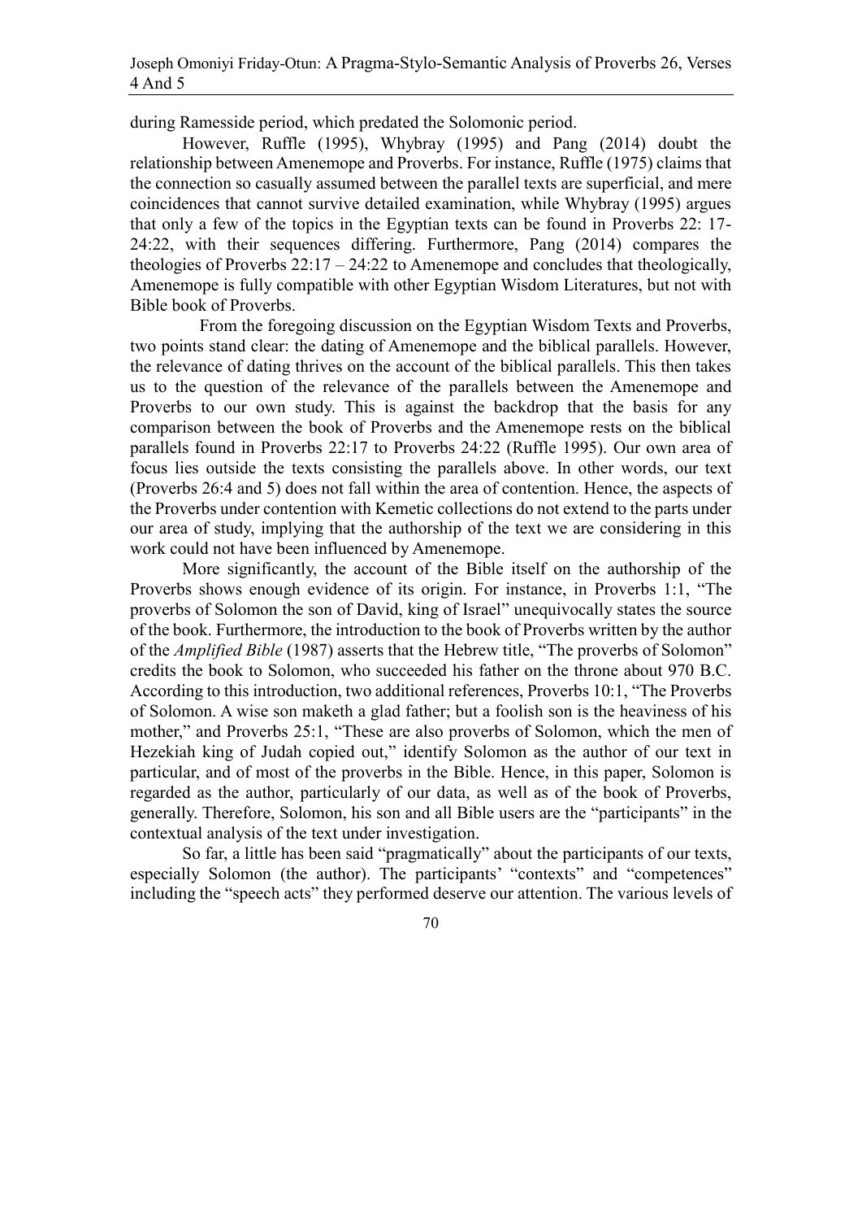during Ramesside period, which predated the Solomonic period.

However, Ruffle (1995), Whybray (1995) and Pang (2014) doubt the relationship between Amenemope and Proverbs. For instance, Ruffle (1975) claims that the connection so casually assumed between the parallel texts are superficial, and mere coincidences that cannot survive detailed examination, while Whybray (1995) argues that only a few of the topics in the Egyptian texts can be found in Proverbs 22: 17-24:22, with their sequences differing. Furthermore, Pang (2014) compares the theologies of Proverbs 22:17 – 24:22 to Amenemope and concludes that theologically, Amenemope is fully compatible with other Egyptian Wisdom Literatures, but not with Bible book of Proverbs.

From the foregoing discussion on the Egyptian Wisdom Texts and Proverbs, two points stand clear: the dating of Amenemope and the biblical parallels. However, the relevance of dating thrives on the account of the biblical parallels. This then takes us to the question of the relevance of the parallels between the Amenemope and Proverbs to our own study. This is against the backdrop that the basis for any comparison between the book of Proverbs and the Amenemope rests on the biblical parallels found in Proverbs 22:17 to Proverbs 24:22 (Ruffle 1995). Our own area of focus lies outside the texts consisting the parallels above. In other words, our text (Proverbs 26:4 and 5) does not fall within the area of contention. Hence, the aspects of the Proverbs under contention with Kemetic collections do not extend to the parts under our area of study, implying that the authorship of the text we are considering in this work could not have been influenced by Amenemope.

More significantly, the account of the Bible itself on the authorship of the Proverbs shows enough evidence of its origin. For instance, in Proverbs 1:1, "The proverbs of Solomon the son of David, king of Israel" unequivocally states the source of the book. Furthermore, the introduction to the book of Proverbs written by the author of the *Amplified Bible* (1987) asserts that the Hebrew title, "The proverbs of Solomon" credits the book to Solomon, who succeeded his father on the throne about 970 B.C. According to this introduction, two additional references, Proverbs 10:1, "The Proverbs of Solomon. A wise son maketh a glad father; but a foolish son is the heaviness of his mother," and Proverbs 25:1, "These are also proverbs of Solomon, which the men of Hezekiah king of Judah copied out," identify Solomon as the author of our text in particular, and of most of the proverbs in the Bible. Hence, in this paper, Solomon is regarded as the author, particularly of our data, as well as of the book of Proverbs, generally. Therefore, Solomon, his son and all Bible users are the "participants" in the contextual analysis of the text under investigation.

So far, a little has been said "pragmatically" about the participants of our texts, especially Solomon (the author). The participants' "contexts" and "competences" including the "speech acts" they performed deserve our attention. The various levels of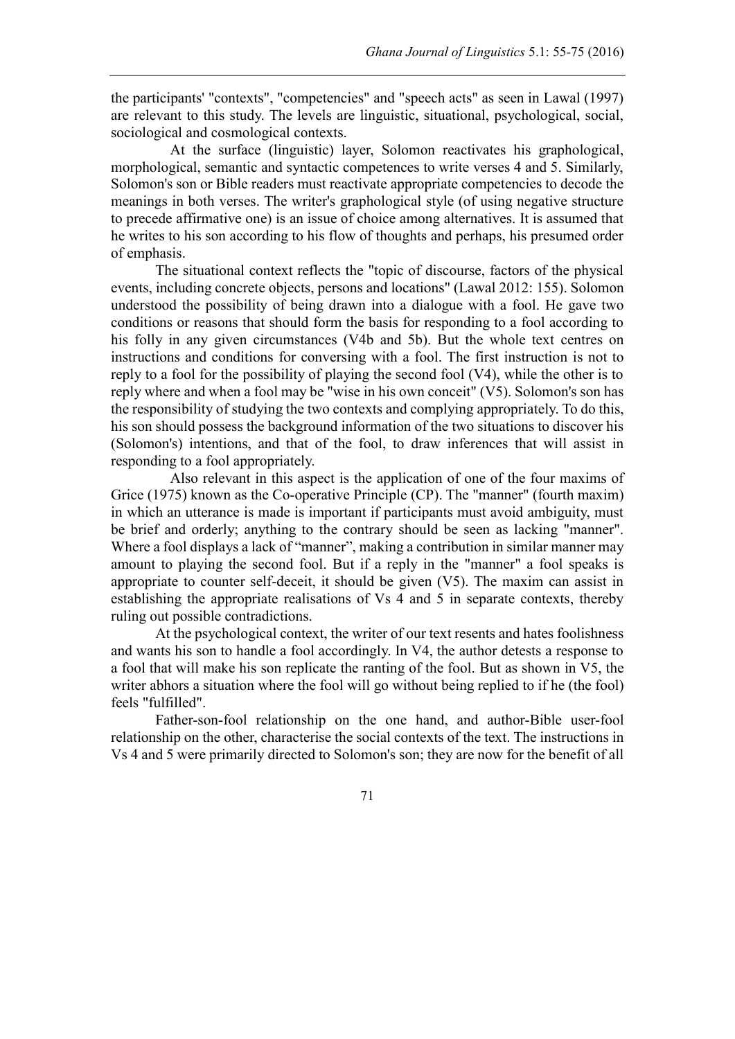the participants' "contexts", "competencies" and "speech acts" as seen in Lawal (1997) are relevant to this study. The levels are linguistic, situational, psychological, social, sociological and cosmological contexts.

At the surface (linguistic) layer, Solomon reactivates his graphological, morphological, semantic and syntactic competences to write verses 4 and 5. Similarly, Solomon's son or Bible readers must reactivate appropriate competencies to decode the meanings in both verses. The writer's graphological style (of using negative structure to precede affirmative one) is an issue of choice among alternatives. It is assumed that he writes to his son according to his flow of thoughts and perhaps, his presumed order of emphasis.

The situational context reflects the "topic of discourse, factors of the physical events, including concrete objects, persons and locations" (Lawal 2012: 155). Solomon understood the possibility of being drawn into a dialogue with a fool. He gave two conditions or reasons that should form the basis for responding to a fool according to his folly in any given circumstances (V4b and 5b). But the whole text centres on instructions and conditions for conversing with a fool. The first instruction is not to reply to a fool for the possibility of playing the second fool (V4), while the other is to reply where and when a fool may be "wise in his own conceit" (V5). Solomon's son has the responsibility of studying the two contexts and complying appropriately. To do this, his son should possess the background information of the two situations to discover his (Solomon's) intentions, and that of the fool, to draw inferences that will assist in responding to a fool appropriately.

Also relevant in this aspect is the application of one of the four maxims of Grice (1975) known as the Co-operative Principle (CP). The "manner" (fourth maxim) in which an utterance is made is important if participants must avoid ambiguity, must be brief and orderly; anything to the contrary should be seen as lacking "manner". Where a fool displays a lack of "manner", making a contribution in similar manner may amount to playing the second fool. But if a reply in the "manner" a fool speaks is appropriate to counter self-deceit, it should be given (V5). The maxim can assist in establishing the appropriate realisations of Vs 4 and 5 in separate contexts, thereby ruling out possible contradictions.

At the psychological context, the writer of our text resents and hates foolishness and wants his son to handle a fool accordingly. In V4, the author detests a response to a fool that will make his son replicate the ranting of the fool. But as shown in V5, the writer abhors a situation where the fool will go without being replied to if he (the fool) feels "fulfilled".

Father-son-fool relationship on the one hand, and author-Bible user-fool relationship on the other, characterise the social contexts of the text. The instructions in Vs 4 and 5 were primarily directed to Solomon's son; they are now for the benefit of all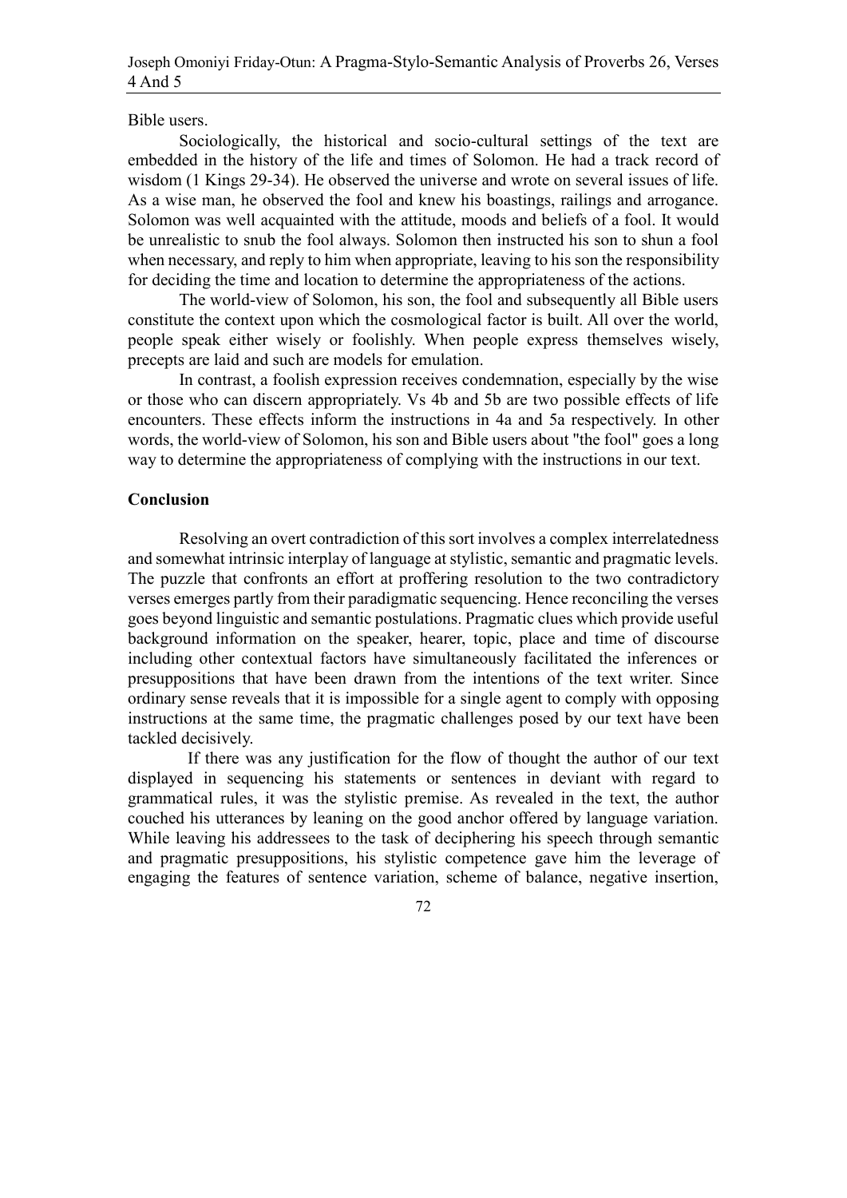Bible users.

Sociologically, the historical and socio-cultural settings of the text are embedded in the history of the life and times of Solomon. He had a track record of wisdom (1 Kings 29-34). He observed the universe and wrote on several issues of life. As a wise man, he observed the fool and knew his boastings, railings and arrogance. Solomon was well acquainted with the attitude, moods and beliefs of a fool. It would be unrealistic to snub the fool always. Solomon then instructed his son to shun a fool when necessary, and reply to him when appropriate, leaving to his son the responsibility for deciding the time and location to determine the appropriateness of the actions.

The world-view of Solomon, his son, the fool and subsequently all Bible users constitute the context upon which the cosmological factor is built. All over the world, people speak either wisely or foolishly. When people express themselves wisely, precepts are laid and such are models for emulation.

In contrast, a foolish expression receives condemnation, especially by the wise or those who can discern appropriately. Vs 4b and 5b are two possible effects of life encounters. These effects inform the instructions in 4a and 5a respectively. In other words, the world-view of Solomon, his son and Bible users about "the fool" goes a long way to determine the appropriateness of complying with the instructions in our text.

## Conclusion

Resolving an overt contradiction of this sort involves a complex interrelatedness and somewhat intrinsic interplay of language at stylistic, semantic and pragmatic levels. The puzzle that confronts an effort at proffering resolution to the two contradictory verses emerges partly from their paradigmatic sequencing. Hence reconciling the verses goes beyond linguistic and semantic postulations. Pragmatic clues which provide useful background information on the speaker, hearer, topic, place and time of discourse including other contextual factors have simultaneously facilitated the inferences or presuppositions that have been drawn from the intentions of the text writer. Since ordinary sense reveals that it is impossible for a single agent to comply with opposing instructions at the same time, the pragmatic challenges posed by our text have been tackled decisively.

If there was any justification for the flow of thought the author of our text displayed in sequencing his statements or sentences in deviant with regard to grammatical rules, it was the stylistic premise. As revealed in the text, the author couched his utterances by leaning on the good anchor offered by language variation. While leaving his addressees to the task of deciphering his speech through semantic and pragmatic presuppositions, his stylistic competence gave him the leverage of engaging the features of sentence variation, scheme of balance, negative insertion,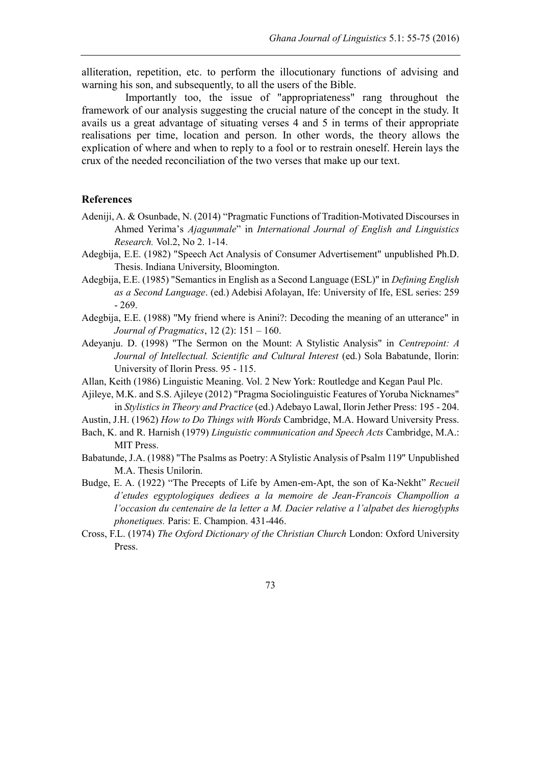alliteration, repetition, etc. to perform the illocutionary functions of advising and warning his son, and subsequently, to all the users of the Bible.

Importantly too, the issue of "appropriateness" rang throughout the framework of our analysis suggesting the crucial nature of the concept in the study. It avails us a great advantage of situating verses 4 and 5 in terms of their appropriate realisations per time, location and person. In other words, the theory allows the explication of where and when to reply to a fool or to restrain oneself. Herein lays the crux of the needed reconciliation of the two verses that make up our text.

## References

Adeniji, A. & Osunbade, N. (2014) "Pragmatic Functions of Tradition-Motivated Discourses in Ahmed Yerima's *Ajagunmale*" in *International Journal of English and Linguistics Research.* Vol.2, No 2. 1-14.

Adegbija, E.E. (1982) "Speech Act Analysis of Consumer Advertisement" unpublished Ph.D. Thesis. Indiana University, Bloomington.

Adegbija, E.E. (1985) "Semantics in English as a Second Language (ESL)" in *Defining English as a Second Language*. (ed.) Adebisi Afolayan, Ife: University of Ife, ESL series: 259 - 269.

Adegbija, E.E. (1988) "My friend where is Anini?: Decoding the meaning of an utterance" in *Journal of Pragmatics*, 12 (2): 151 – 160.

Adeyanju. D. (1998) "The Sermon on the Mount: A Stylistic Analysis" in *Centrepoint: A Journal of Intellectual. Scientific and Cultural Interest* (ed.) Sola Babatunde, Ilorin: University of Ilorin Press. 95 - 115.

Allan, Keith (1986) Linguistic Meaning. Vol. 2 New York: Routledge and Kegan Paul Plc.

Ajileye, M.K. and S.S. Ajileye (2012) "Pragma Sociolinguistic Features of Yoruba Nicknames" in *Stylistics in Theory and Practice* (ed.) Adebayo Lawal, Ilorin Jether Press: 195 - 204.

Austin, J.H. (1962) *How to Do Things with Words* Cambridge, M.A. Howard University Press.

Bach, K. and R. Harnish (1979) *Linguistic communication and Speech Acts* Cambridge, M.A.: MIT Press.

Babatunde, J.A. (1988) "The Psalms as Poetry: A Stylistic Analysis of Psalm 119" Unpublished M.A. Thesis Unilorin.

Budge, E. A. (1922) "The Precepts of Life by Amen-em-Apt, the son of Ka-Nekht" *Recueil d'etudes egyptologiques dediees a la memoire de Jean-Francois Champollion a l'occasion du centenaire de la letter a M. Dacier relative a l'alpabet des hieroglyphs phonetiques.* Paris: E. Champion. 431-446.

Cross, F.L. (1974) *The Oxford Dictionary of the Christian Church* London: Oxford University Press.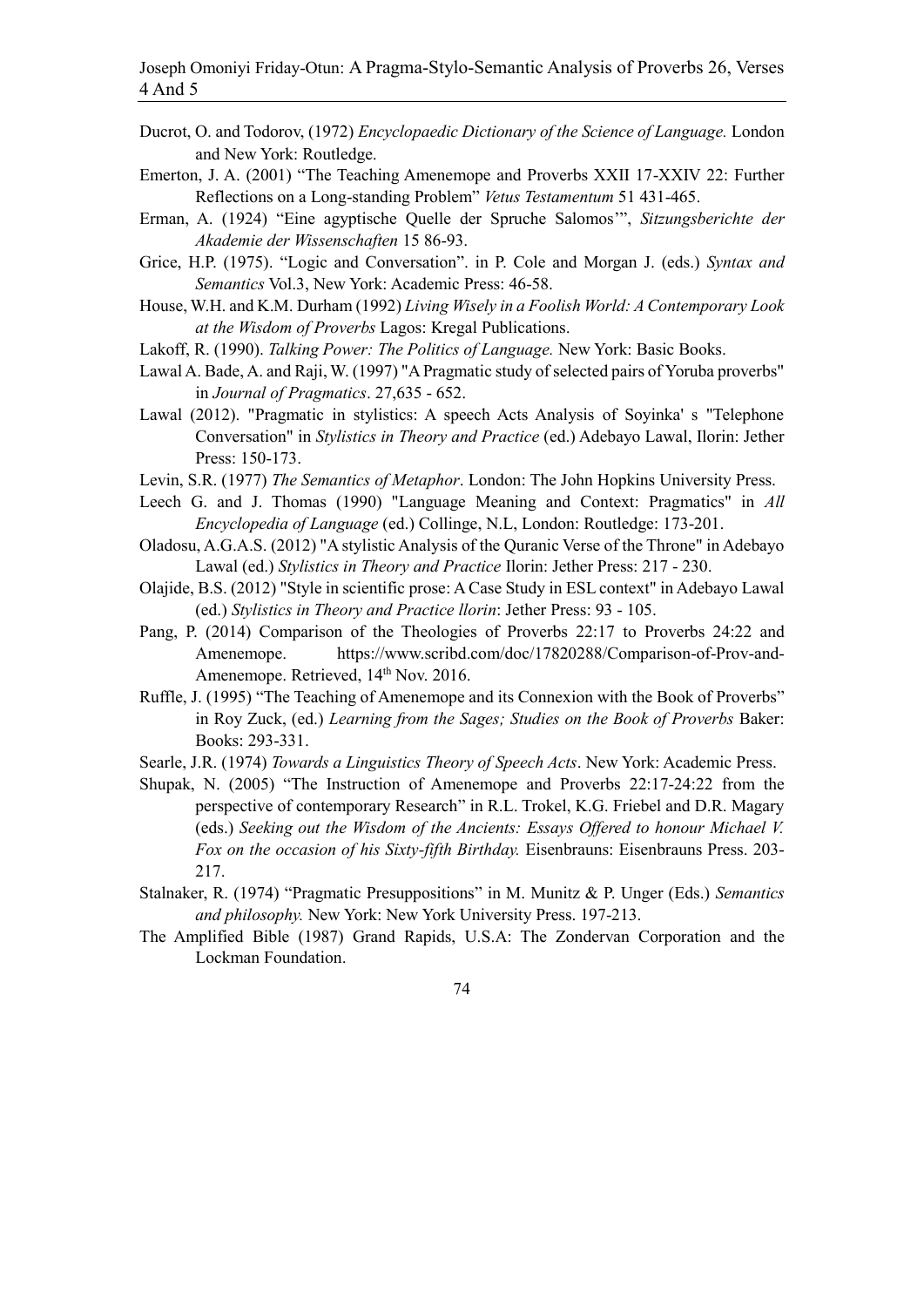Ducrot, O. and Todorov, (1972) *Encyclopaedic Dictionary of the Science of Language.* London and New York: Routledge.

Emerton, J. A. (2001) "The Teaching Amenemope and Proverbs XXII 17-XXIV 22: Further Reflections on a Long-standing Problem" *Vetus Testamentum* 51 431-465.

Erman, A. (1924) "Eine agyptische Quelle der Spruche Salomos'", *Sitzungsberichte der Akademie der Wissenschaften* 15 86-93.

Grice, H.P. (1975). "Logic and Conversation". in P. Cole and Morgan J. (eds.) *Syntax and Semantics* Vol.3, New York: Academic Press: 46-58.

House, W.H. and K.M. Durham (1992) *Living Wisely in a Foolish World: A Contemporary Look at the Wisdom of Proverbs* Lagos: Kregal Publications.

Lakoff, R. (1990). *Talking Power: The Politics of Language.* New York: Basic Books.

Lawal A. Bade, A. and Raji, W. (1997) "A Pragmatic study of selected pairs of Yoruba proverbs" in *Journal of Pragmatics*. 27,635 - 652.

Lawal (2012). "Pragmatic in stylistics: A speech Acts Analysis of Soyinka' s "Telephone Conversation" in *Stylistics in Theory and Practice* (ed.) Adebayo Lawal, Ilorin: Jether Press: 150-173.

Levin, S.R. (1977) *The Semantics of Metaphor*. London: The John Hopkins University Press.

Leech G. and J. Thomas (1990) "Language Meaning and Context: Pragmatics" in *All Encyclopedia of Language* (ed.) Collinge, N.L, London: Routledge: 173-201.

Oladosu, A.G.A.S. (2012) "A stylistic Analysis of the Quranic Verse of the Throne" in Adebayo Lawal (ed.) *Stylistics in Theory and Practice* Ilorin: Jether Press: 217 - 230.

Olajide, B.S. (2012) "Style in scientific prose: A Case Study in ESL context" in Adebayo Lawal (ed.) *Stylistics in Theory and Practice llorin*: Jether Press: 93 - 105.

Pang, P. (2014) Comparison of the Theologies of Proverbs 22:17 to Proverbs 24:22 and Amenemope. https://www.scribd.com/doc/17820288/Comparison-of-Prov-and-Amenemope. Retrieved, 14th Nov. 2016.

Ruffle, J. (1995) "The Teaching of Amenemope and its Connexion with the Book of Proverbs" in Roy Zuck, (ed.) *Learning from the Sages; Studies on the Book of Proverbs* Baker: Books: 293-331.

Searle, J.R. (1974) *Towards a Linguistics Theory of Speech Acts*. New York: Academic Press.

Shupak, N. (2005) "The Instruction of Amenemope and Proverbs 22:17-24:22 from the perspective of contemporary Research" in R.L. Trokel, K.G. Friebel and D.R. Magary (eds.) *Seeking out the Wisdom of the Ancients: Essays Offered to honour Michael V. Fox on the occasion of his Sixty-fifth Birthday.* Eisenbrauns: Eisenbrauns Press. 203-217.

Stalnaker, R. (1974) "Pragmatic Presuppositions" in M. Munitz & P. Unger (Eds.) *Semantics and philosophy.* New York: New York University Press. 197-213.

The Amplified Bible (1987) Grand Rapids, U.S.A: The Zondervan Corporation and the Lockman Foundation.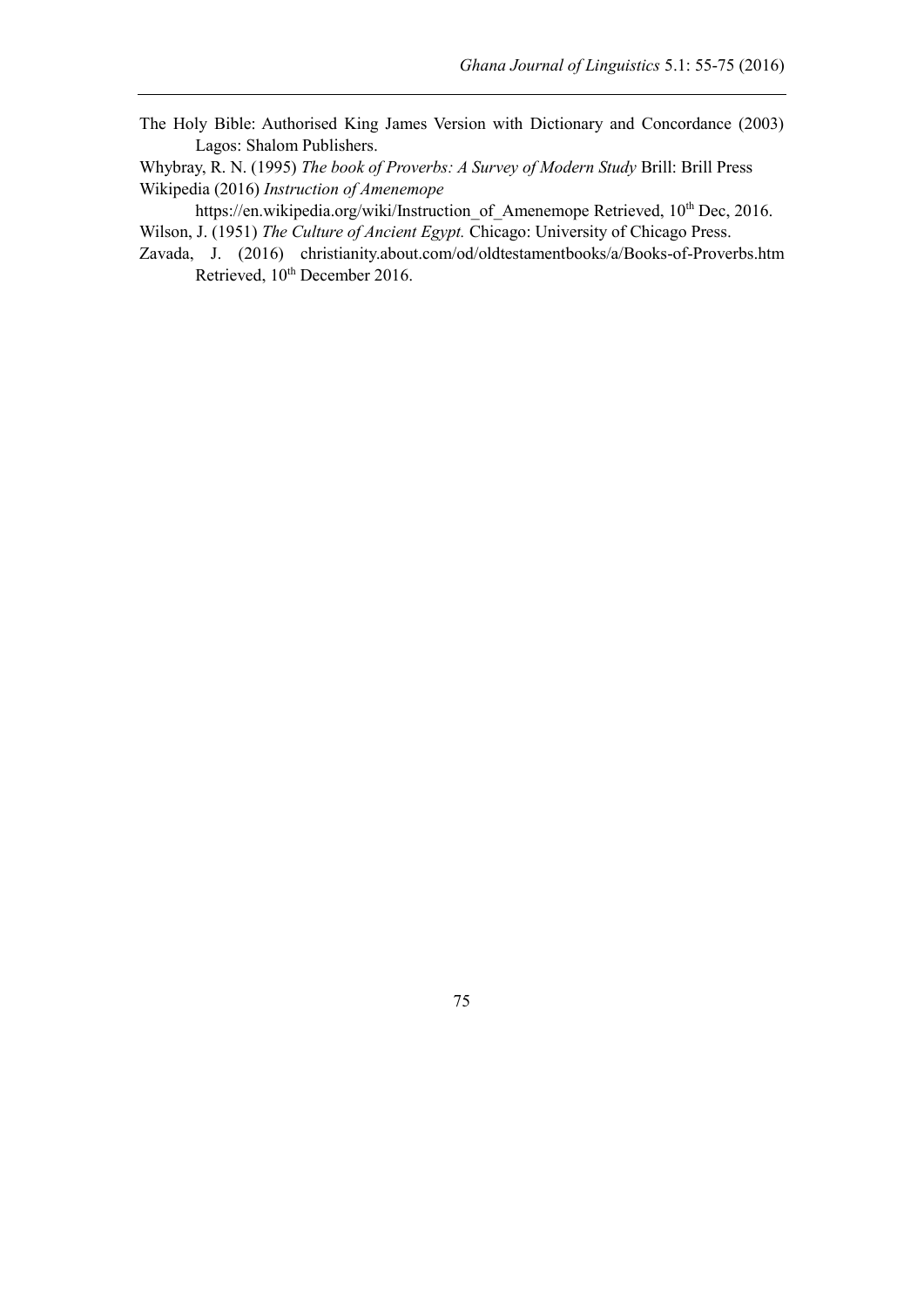The Holy Bible: Authorised King James Version with Dictionary and Concordance (2003) Lagos: Shalom Publishers.

Whybray, R. N. (1995) *The book of Proverbs: A Survey of Modern Study* Brill: Brill Press

Wikipedia (2016) *Instruction of Amenemope* https://en.wikipedia.org/wiki/Instruction_of_Amenemope Retrieved, 10th Dec, 2016.

Wilson, J. (1951) *The Culture of Ancient Egypt.* Chicago: University of Chicago Press.

Zavada, J. (2016) christianity.about.com/od/oldtestamentbooks/a/Books-of-Proverbs.htm Retrieved, 10th December 2016.